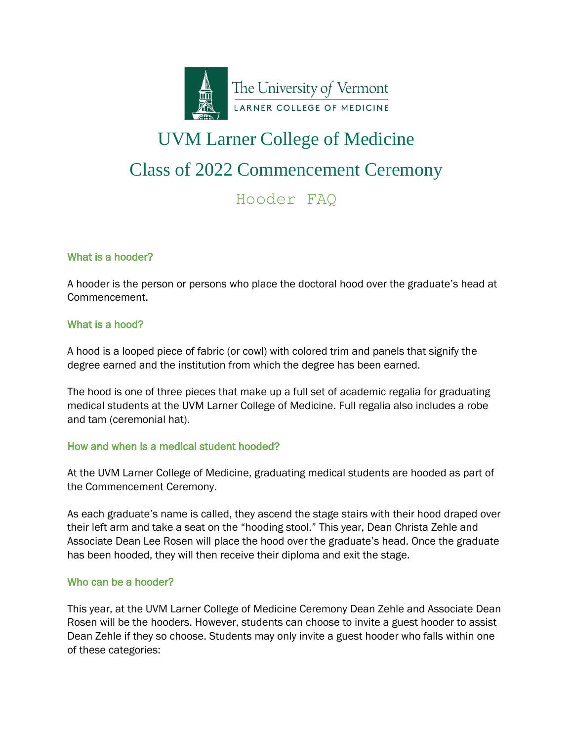# UVM Larner College of Medicine

# Class of 2022 Commencement Ceremony

## Hooder FAQ

### What is a hooder?

A hooder is the person or persons who place the doctoral hood over the graduate's head at Commencement.

### What is a hood?

A hood is a looped piece of fabric (or cowl) with colored trim and panels that signify the degree earned and the institution from which the degree has been earned.

The hood is one of three pieces that make up a full set of academic regalia for graduating medical students at the UVM Larner College of Medicine. Full regalia also includes a robe and tam (ceremonial hat).

### How and when is a medical student hooded?

At the UVM Larner College of Medicine, graduating medical students are hooded as part of the Commencement Ceremony.

As each graduate's name is called, they ascend the stage stairs with their hood draped over their left arm and take a seat on the "hooding stool." This year, Dean Christa Zehle and Associate Dean Lee Rosen will place the hood over the graduate's head. Once the graduate has been hooded, they will then receive their diploma and exit the stage.

### Who can be a hooder?

This year, at the UVM Larner College of Medicine Ceremony Dean Zehle and Associate Dean Rosen will be the hooders. However, students can choose to invite a guest hooder to assist Dean Zehle if they so choose. Students may only invite a guest hooder who falls within one of these categories: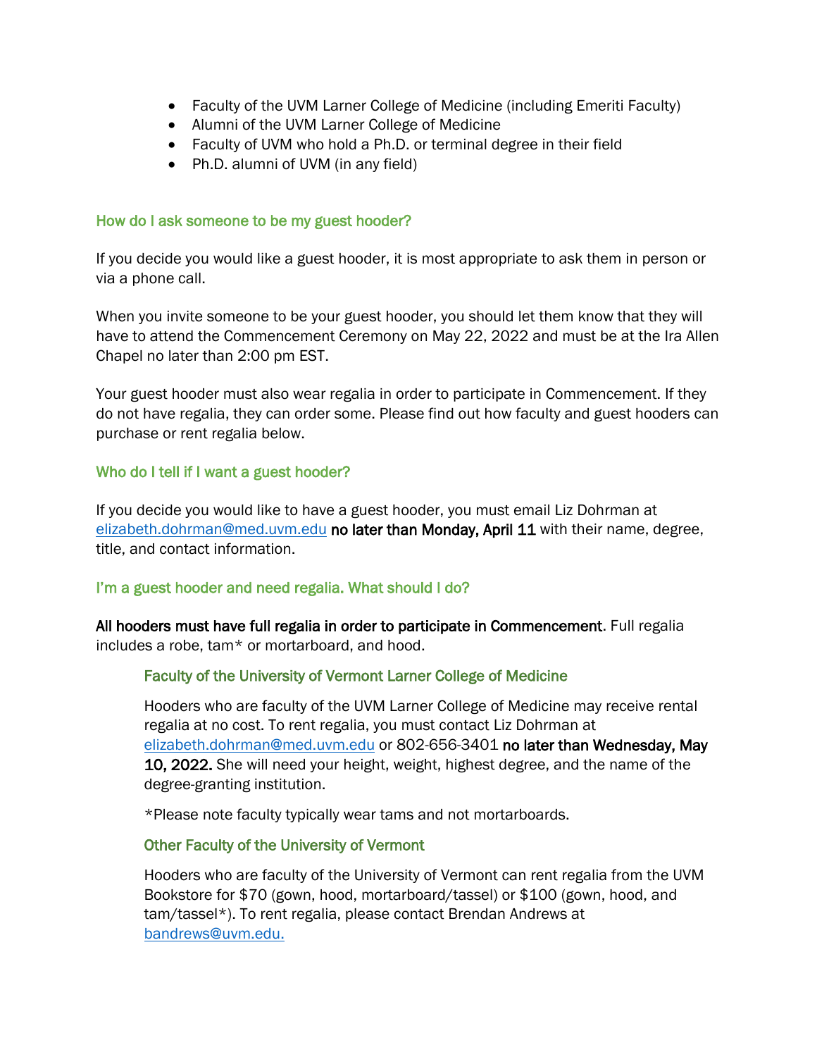- Faculty of the UVM Larner College of Medicine (including Emeriti Faculty)
- Alumni of the UVM Larner College of Medicine
- Faculty of UVM who hold a Ph.D. or terminal degree in their field
- Ph.D. alumni of UVM (in any field)

### How do I ask someone to be my guest hooder?

If you decide you would like a guest hooder, it is most appropriate to ask them in person or via a phone call.

When you invite someone to be your guest hooder, you should let them know that they will have to attend the Commencement Ceremony on May 22, 2022 and must be at the Ira Allen Chapel no later than 2:00 pm EST.

Your guest hooder must also wear regalia in order to participate in Commencement. If they do not have regalia, they can order some. Please find out how faculty and guest hooders can purchase or rent regalia below.

### Who do I tell if I want a guest hooder?

If you decide you would like to have a guest hooder, you must email Liz Dohrman at elizabeth.dohrman@med.uvm.edu **no later than Monday, April 11** with their name, degree, title, and contact information.

### I'm a guest hooder and need regalia. What should I do?

**All hooders must have full regalia in order to participate in Commencement**. Full regalia includes a robe, tam* or mortarboard, and hood.

#### Faculty of the University of Vermont Larner College of Medicine

Hooders who are faculty of the UVM Larner College of Medicine may receive rental regalia at no cost. To rent regalia, you must contact Liz Dohrman at elizabeth.dohrman@med.uvm.edu or 802-656-3401 **no later than Wednesday, May 10, 2022.** She will need your height, weight, highest degree, and the name of the degree-granting institution.

*Please note faculty typically wear tams and not mortarboards.

#### Other Faculty of the University of Vermont

Hooders who are faculty of the University of Vermont can rent regalia from the UVM Bookstore for $70 (gown, hood, mortarboard/tassel) or $100 (gown, hood, and tam/tassel*). To rent regalia, please contact Brendan Andrews at bandrews@uvm.edu.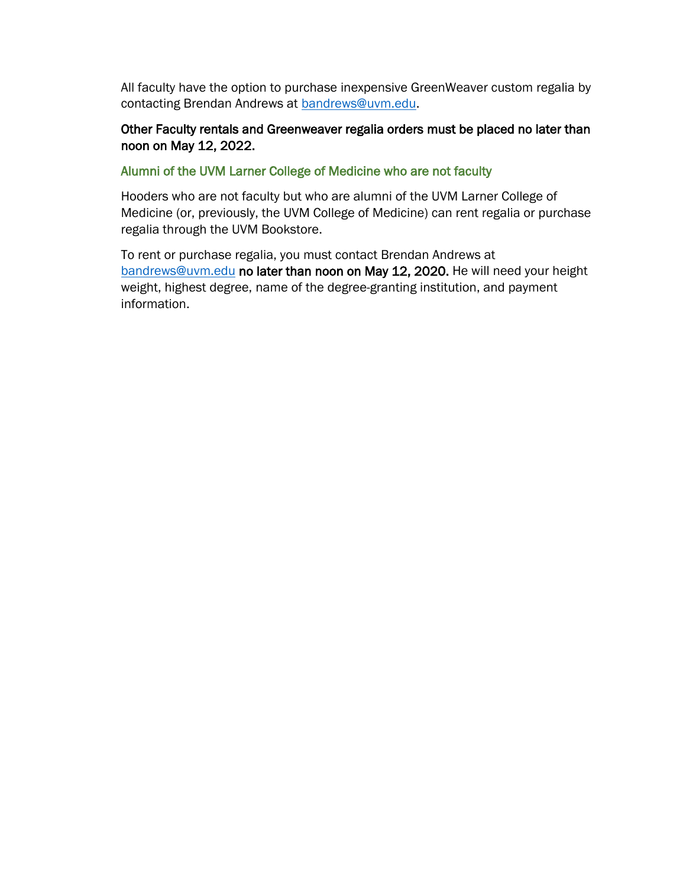All faculty have the option to purchase inexpensive GreenWeaver custom regalia by contacting Brendan Andrews at bandrews@uvm.edu.

**Other Faculty rentals and Greenweaver regalia orders must be placed no later than noon on May 12, 2022.**

### Alumni of the UVM Larner College of Medicine who are not faculty

Hooders who are not faculty but who are alumni of the UVM Larner College of Medicine (or, previously, the UVM College of Medicine) can rent regalia or purchase regalia through the UVM Bookstore.

To rent or purchase regalia, you must contact Brendan Andrews at bandrews@uvm.edu **no later than noon on May 12, 2020.** He will need your height weight, highest degree, name of the degree-granting institution, and payment information.